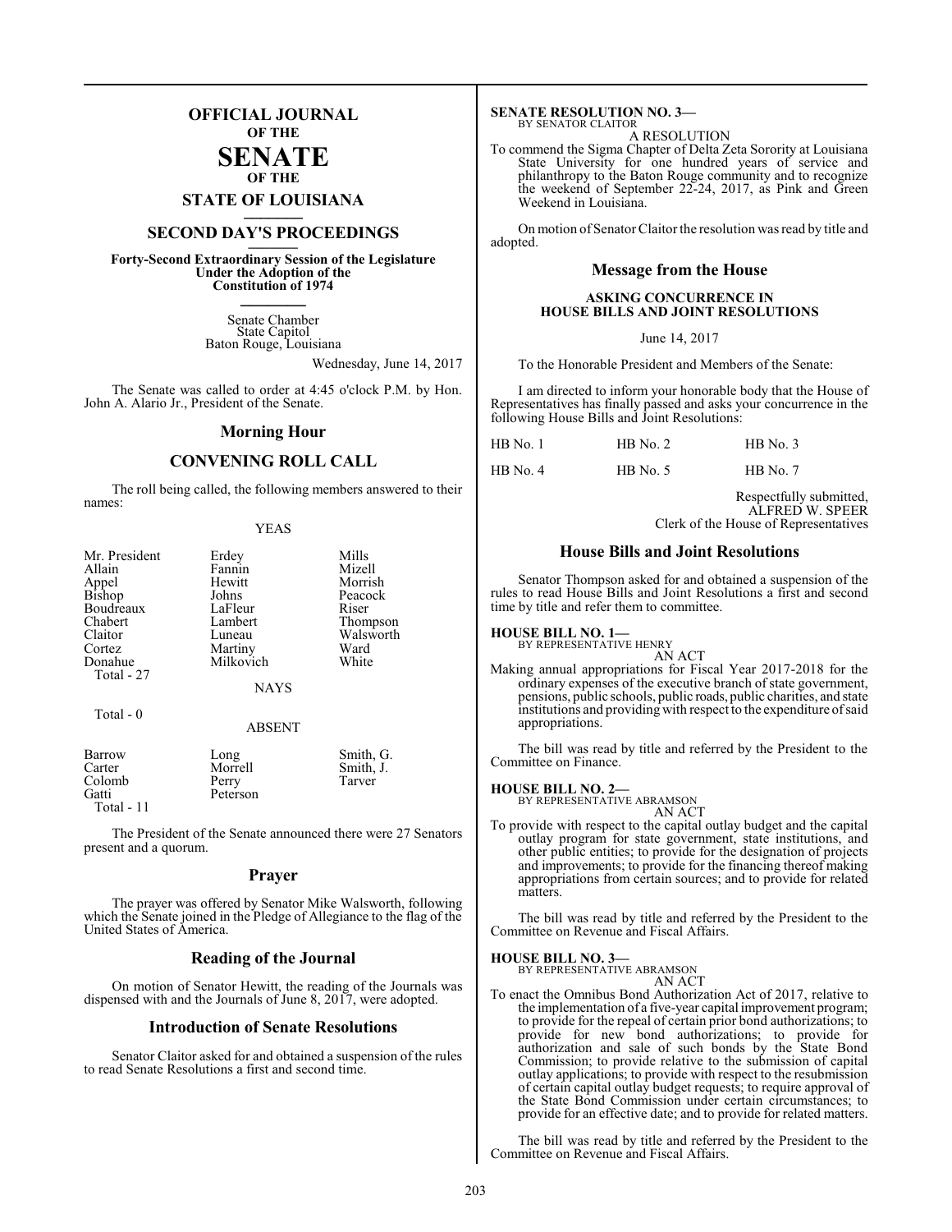# OFFICIAL JOURNAL OF THE SENATE OF THE STATE OF LOUISIANA

## SECOND DAY'S PROCEEDINGS

**Forty-Second Extraordinary Session of the Legislature Under the Adoption of the Constitution of 1974**

Senate Chamber
State Capitol
Baton Rouge, Louisiana

Wednesday, June 14, 2017

The Senate was called to order at 4:45 o'clock P.M. by Hon. John A. Alario Jr., President of the Senate.

## Morning Hour

## CONVENING ROLL CALL

The roll being called, the following members answered to their names:

YEAS

| | | |
|---|---|---|
| Mr. President | Erdey | Mills |
| Allain | Fannin | Mizell |
| Appel | Hewitt | Morrish |
| Bishop | Johns | Peacock |
| Boudreaux | LaFleur | Riser |
| Chabert | Lambert | Thompson |
| Claitor | Luneau | Walsworth |
| Cortez | Martiny | Ward |
| Donahue | Milkovich | White |
| Total - 27 | | |

NAYS

Total - 0

ABSENT

| | | |
|---|---|---|
| Barrow | Long | Smith, G. |
| Carter | Morrell | Smith, J. |
| Colomb | Perry | Tarver |
| Gatti | Peterson | |
| Total - 11 | | |

The President of the Senate announced there were 27 Senators present and a quorum.

## Prayer

The prayer was offered by Senator Mike Walsworth, following which the Senate joined in the Pledge of Allegiance to the flag of the United States of America.

## Reading of the Journal

On motion of Senator Hewitt, the reading of the Journals was dispensed with and the Journals of June 8, 2017, were adopted.

## Introduction of Senate Resolutions

Senator Claitor asked for and obtained a suspension of the rules to read Senate Resolutions a first and second time.

**SENATE RESOLUTION NO. 3—**
BY SENATOR CLAITOR

A RESOLUTION

To commend the Sigma Chapter of Delta Zeta Sorority at Louisiana State University for one hundred years of service and philanthropy to the Baton Rouge community and to recognize the weekend of September 22-24, 2017, as Pink and Green Weekend in Louisiana.

On motion of Senator Claitor the resolution was read by title and adopted.

## Message from the House

**ASKING CONCURRENCE IN HOUSE BILLS AND JOINT RESOLUTIONS**

June 14, 2017

To the Honorable President and Members of the Senate:

I am directed to inform your honorable body that the House of Representatives has finally passed and asks your concurrence in the following House Bills and Joint Resolutions:

| | | |
|---|---|---|
| HB No. 1 | HB No. 2 | HB No. 3 |
| HB No. 4 | HB No. 5 | HB No. 7 |

Respectfully submitted,
ALFRED W. SPEER
Clerk of the House of Representatives

## House Bills and Joint Resolutions

Senator Thompson asked for and obtained a suspension of the rules to read House Bills and Joint Resolutions a first and second time by title and refer them to committee.

**HOUSE BILL NO. 1—**
BY REPRESENTATIVE HENRY

AN ACT

Making annual appropriations for Fiscal Year 2017-2018 for the ordinary expenses of the executive branch of state government, pensions, public schools, public roads, public charities, and state institutions and providing with respect to the expenditure of said appropriations.

The bill was read by title and referred by the President to the Committee on Finance.

**HOUSE BILL NO. 2—**
BY REPRESENTATIVE ABRAMSON

AN ACT

To provide with respect to the capital outlay budget and the capital outlay program for state government, state institutions, and other public entities; to provide for the designation of projects and improvements; to provide for the financing thereof making appropriations from certain sources; and to provide for related matters.

The bill was read by title and referred by the President to the Committee on Revenue and Fiscal Affairs.

**HOUSE BILL NO. 3—**
BY REPRESENTATIVE ABRAMSON

AN ACT

To enact the Omnibus Bond Authorization Act of 2017, relative to the implementation of a five-year capital improvement program; to provide for the repeal of certain prior bond authorizations; to provide for new bond authorizations; to provide for authorization and sale of such bonds by the State Bond Commission; to provide relative to the submission of capital outlay applications; to provide with respect to the resubmission of certain capital outlay budget requests; to require approval of the State Bond Commission under certain circumstances; to provide for an effective date; and to provide for related matters.

The bill was read by title and referred by the President to the Committee on Revenue and Fiscal Affairs.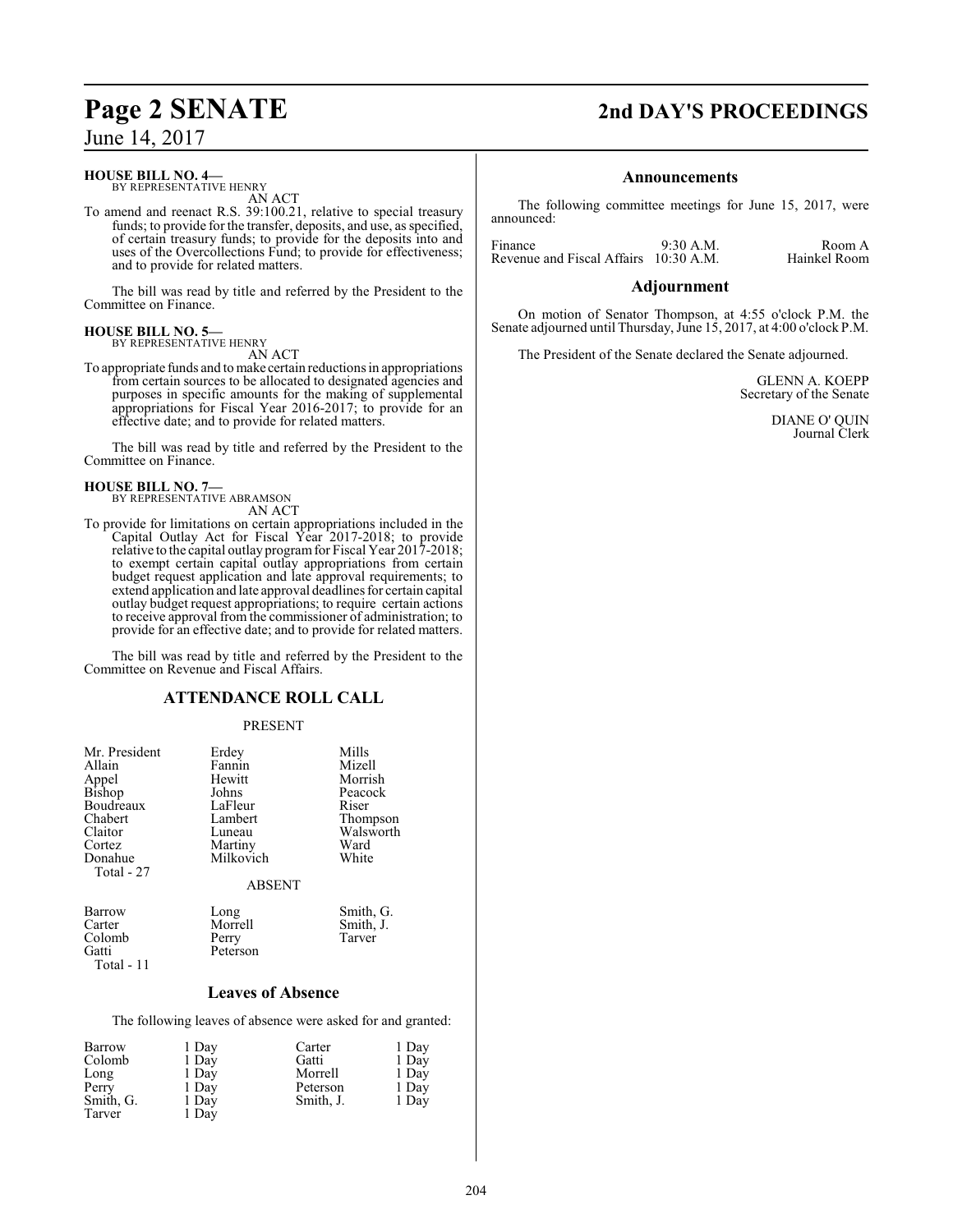**HOUSE BILL NO. 4—**
BY REPRESENTATIVE HENRY
AN ACT

To amend and reenact R.S. 39:100.21, relative to special treasury funds; to provide for the transfer, deposits, and use, as specified, of certain treasury funds; to provide for the deposits into and uses of the Overcollections Fund; to provide for effectiveness; and to provide for related matters.

The bill was read by title and referred by the President to the Committee on Finance.

**HOUSE BILL NO. 5—**
BY REPRESENTATIVE HENRY
AN ACT

To appropriate funds and to make certain reductions in appropriations from certain sources to be allocated to designated agencies and purposes in specific amounts for the making of supplemental appropriations for Fiscal Year 2016-2017; to provide for an effective date; and to provide for related matters.

The bill was read by title and referred by the President to the Committee on Finance.

**HOUSE BILL NO. 7—**
BY REPRESENTATIVE ABRAMSON
AN ACT

To provide for limitations on certain appropriations included in the Capital Outlay Act for Fiscal Year 2017-2018; to provide relative to the capital outlay program for Fiscal Year 2017-2018; to exempt certain capital outlay appropriations from certain budget request application and late approval requirements; to extend application and late approval deadlines for certain capital outlay budget request appropriations; to require certain actions to receive approval from the commissioner of administration; to provide for an effective date; and to provide for related matters.

The bill was read by title and referred by the President to the Committee on Revenue and Fiscal Affairs.

## ATTENDANCE ROLL CALL

PRESENT

| | | |
|---|---|---|
| Mr. President | Erdey | Mills |
| Allain | Fannin | Mizell |
| Appel | Hewitt | Morrish |
| Bishop | Johns | Peacock |
| Boudreaux | LaFleur | Riser |
| Chabert | Lambert | Thompson |
| Claitor | Luneau | Walsworth |
| Cortez | Martiny | Ward |
| Donahue | Milkovich | White |
| Total - 27 | | |

ABSENT

| | | |
|---|---|---|
| Barrow | Long | Smith, G. |
| Carter | Morrell | Smith, J. |
| Colomb | Perry | Tarver |
| Gatti | Peterson | |
| Total - 11 | | |

## Leaves of Absence

The following leaves of absence were asked for and granted:

| | | | |
|---|---|---|---|
| Barrow | 1 Day | Carter | 1 Day |
| Colomb | 1 Day | Gatti | 1 Day |
| Long | 1 Day | Morrell | 1 Day |
| Perry | 1 Day | Peterson | 1 Day |
| Smith, G. | 1 Day | Smith, J. | 1 Day |
| Tarver | 1 Day | | |

## Announcements

The following committee meetings for June 15, 2017, were announced:

| | | |
|---|---|---|
| Finance | 9:30 A.M. | Room A |
| Revenue and Fiscal Affairs | 10:30 A.M. | Hainkel Room |

## Adjournment

On motion of Senator Thompson, at 4:55 o'clock P.M. the Senate adjourned until Thursday, June 15, 2017, at 4:00 o'clock P.M.

The President of the Senate declared the Senate adjourned.

GLENN A. KOEPP
Secretary of the Senate

DIANE O' QUIN
Journal Clerk